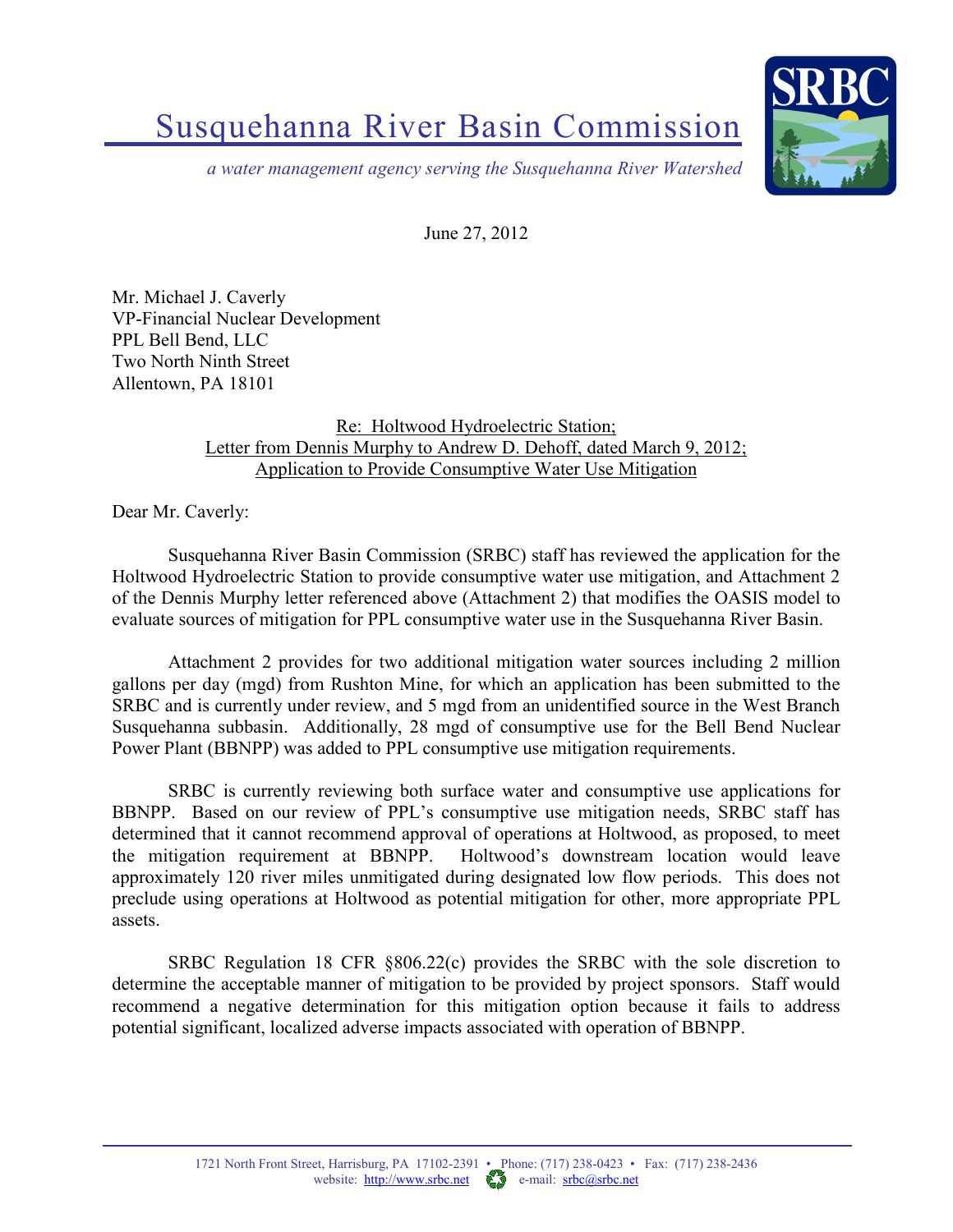# Susquehanna River Basin Commission

*a water management agency serving the Susquehanna River Watershed*

June 27, 2012

Mr. Michael J. Caverly
VP-Financial Nuclear Development
PPL Bell Bend, LLC
Two North Ninth Street
Allentown, PA 18101

Re: Holtwood Hydroelectric Station;
Letter from Dennis Murphy to Andrew D. Dehoff, dated March 9, 2012;
Application to Provide Consumptive Water Use Mitigation

Dear Mr. Caverly:

Susquehanna River Basin Commission (SRBC) staff has reviewed the application for the Holtwood Hydroelectric Station to provide consumptive water use mitigation, and Attachment 2 of the Dennis Murphy letter referenced above (Attachment 2) that modifies the OASIS model to evaluate sources of mitigation for PPL consumptive water use in the Susquehanna River Basin.

Attachment 2 provides for two additional mitigation water sources including 2 million gallons per day (mgd) from Rushton Mine, for which an application has been submitted to the SRBC and is currently under review, and 5 mgd from an unidentified source in the West Branch Susquehanna subbasin. Additionally, 28 mgd of consumptive use for the Bell Bend Nuclear Power Plant (BBNPP) was added to PPL consumptive use mitigation requirements.

SRBC is currently reviewing both surface water and consumptive use applications for BBNPP. Based on our review of PPL's consumptive use mitigation needs, SRBC staff has determined that it cannot recommend approval of operations at Holtwood, as proposed, to meet the mitigation requirement at BBNPP. Holtwood's downstream location would leave approximately 120 river miles unmitigated during designated low flow periods. This does not preclude using operations at Holtwood as potential mitigation for other, more appropriate PPL assets.

SRBC Regulation 18 CFR §806.22(c) provides the SRBC with the sole discretion to determine the acceptable manner of mitigation to be provided by project sponsors. Staff would recommend a negative determination for this mitigation option because it fails to address potential significant, localized adverse impacts associated with operation of BBNPP.

1721 North Front Street, Harrisburg, PA 17102-2391 • Phone: (717) 238-0423 • Fax: (717) 238-2436
website: http://www.srbc.net e-mail: srbc@srbc.net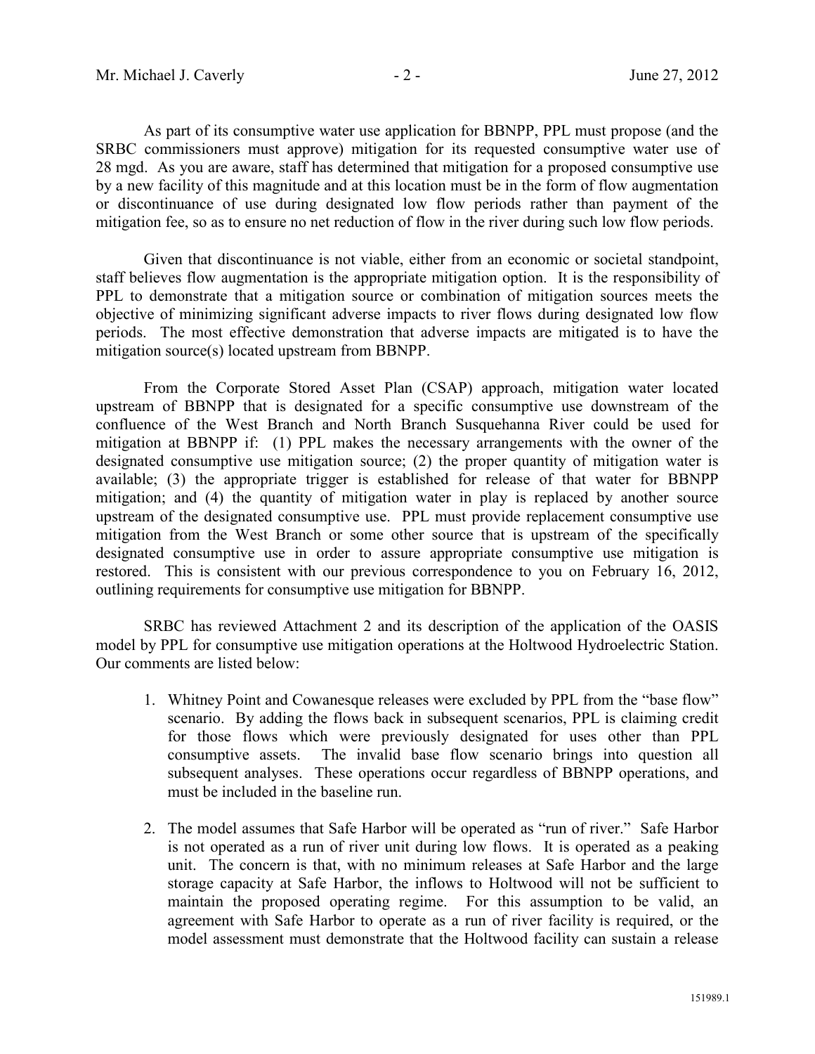As part of its consumptive water use application for BBNPP, PPL must propose (and the SRBC commissioners must approve) mitigation for its requested consumptive water use of 28 mgd. As you are aware, staff has determined that mitigation for a proposed consumptive use by a new facility of this magnitude and at this location must be in the form of flow augmentation or discontinuance of use during designated low flow periods rather than payment of the mitigation fee, so as to ensure no net reduction of flow in the river during such low flow periods.

Given that discontinuance is not viable, either from an economic or societal standpoint, staff believes flow augmentation is the appropriate mitigation option. It is the responsibility of PPL to demonstrate that a mitigation source or combination of mitigation sources meets the objective of minimizing significant adverse impacts to river flows during designated low flow periods. The most effective demonstration that adverse impacts are mitigated is to have the mitigation source(s) located upstream from BBNPP.

From the Corporate Stored Asset Plan (CSAP) approach, mitigation water located upstream of BBNPP that is designated for a specific consumptive use downstream of the confluence of the West Branch and North Branch Susquehanna River could be used for mitigation at BBNPP if: (1) PPL makes the necessary arrangements with the owner of the designated consumptive use mitigation source; (2) the proper quantity of mitigation water is available; (3) the appropriate trigger is established for release of that water for BBNPP mitigation; and (4) the quantity of mitigation water in play is replaced by another source upstream of the designated consumptive use. PPL must provide replacement consumptive use mitigation from the West Branch or some other source that is upstream of the specifically designated consumptive use in order to assure appropriate consumptive use mitigation is restored. This is consistent with our previous correspondence to you on February 16, 2012, outlining requirements for consumptive use mitigation for BBNPP.

SRBC has reviewed Attachment 2 and its description of the application of the OASIS model by PPL for consumptive use mitigation operations at the Holtwood Hydroelectric Station. Our comments are listed below:

1. Whitney Point and Cowanesque releases were excluded by PPL from the "base flow" scenario. By adding the flows back in subsequent scenarios, PPL is claiming credit for those flows which were previously designated for uses other than PPL consumptive assets. The invalid base flow scenario brings into question all subsequent analyses. These operations occur regardless of BBNPP operations, and must be included in the baseline run.

2. The model assumes that Safe Harbor will be operated as "run of river." Safe Harbor is not operated as a run of river unit during low flows. It is operated as a peaking unit. The concern is that, with no minimum releases at Safe Harbor and the large storage capacity at Safe Harbor, the inflows to Holtwood will not be sufficient to maintain the proposed operating regime. For this assumption to be valid, an agreement with Safe Harbor to operate as a run of river facility is required, or the model assessment must demonstrate that the Holtwood facility can sustain a release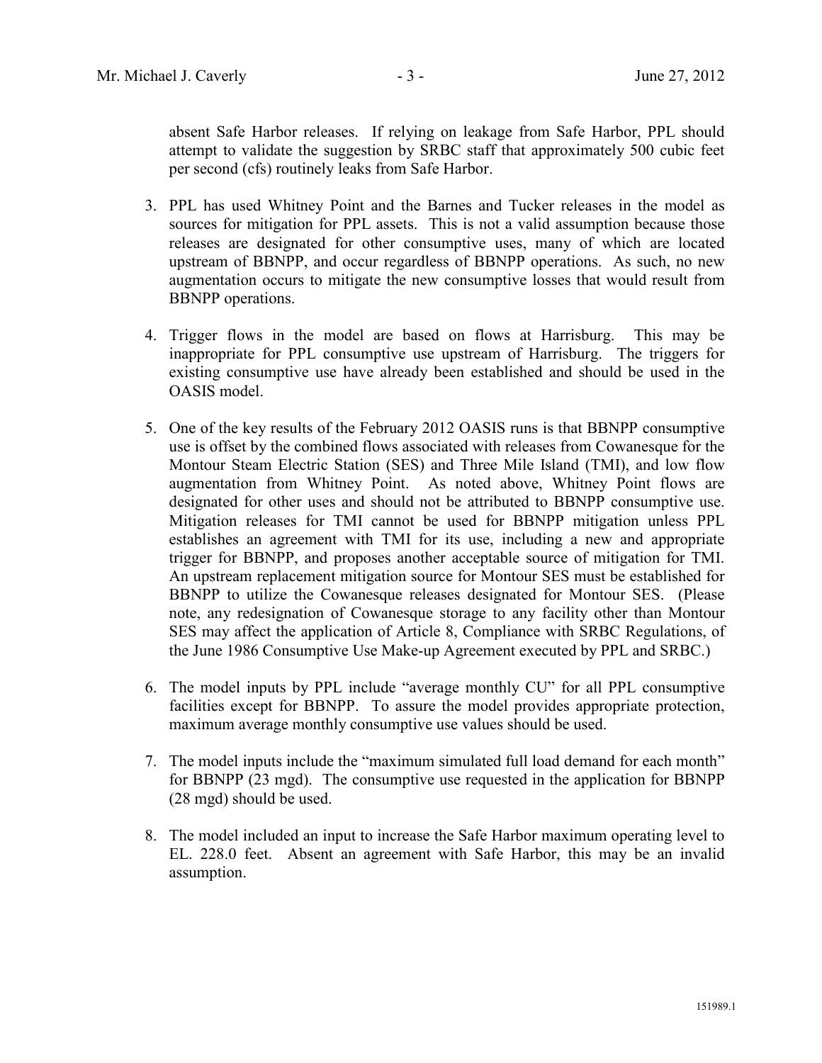absent Safe Harbor releases. If relying on leakage from Safe Harbor, PPL should attempt to validate the suggestion by SRBC staff that approximately 500 cubic feet per second (cfs) routinely leaks from Safe Harbor.

3. PPL has used Whitney Point and the Barnes and Tucker releases in the model as sources for mitigation for PPL assets. This is not a valid assumption because those releases are designated for other consumptive uses, many of which are located upstream of BBNPP, and occur regardless of BBNPP operations. As such, no new augmentation occurs to mitigate the new consumptive losses that would result from BBNPP operations.

4. Trigger flows in the model are based on flows at Harrisburg. This may be inappropriate for PPL consumptive use upstream of Harrisburg. The triggers for existing consumptive use have already been established and should be used in the OASIS model.

5. One of the key results of the February 2012 OASIS runs is that BBNPP consumptive use is offset by the combined flows associated with releases from Cowanesque for the Montour Steam Electric Station (SES) and Three Mile Island (TMI), and low flow augmentation from Whitney Point. As noted above, Whitney Point flows are designated for other uses and should not be attributed to BBNPP consumptive use. Mitigation releases for TMI cannot be used for BBNPP mitigation unless PPL establishes an agreement with TMI for its use, including a new and appropriate trigger for BBNPP, and proposes another acceptable source of mitigation for TMI. An upstream replacement mitigation source for Montour SES must be established for BBNPP to utilize the Cowanesque releases designated for Montour SES. (Please note, any redesignation of Cowanesque storage to any facility other than Montour SES may affect the application of Article 8, Compliance with SRBC Regulations, of the June 1986 Consumptive Use Make-up Agreement executed by PPL and SRBC.)

6. The model inputs by PPL include "average monthly CU" for all PPL consumptive facilities except for BBNPP. To assure the model provides appropriate protection, maximum average monthly consumptive use values should be used.

7. The model inputs include the "maximum simulated full load demand for each month" for BBNPP (23 mgd). The consumptive use requested in the application for BBNPP (28 mgd) should be used.

8. The model included an input to increase the Safe Harbor maximum operating level to EL. 228.0 feet. Absent an agreement with Safe Harbor, this may be an invalid assumption.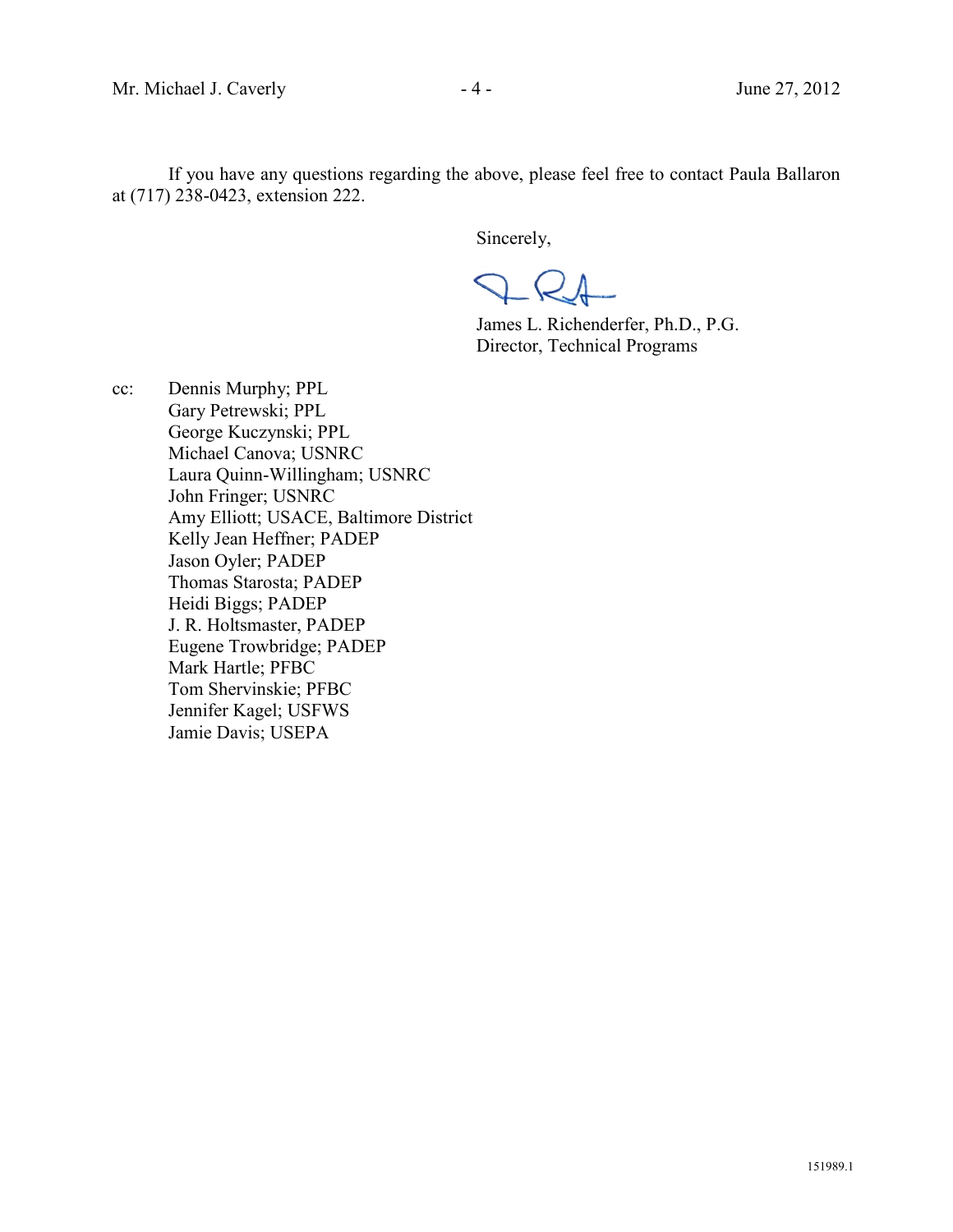If you have any questions regarding the above, please feel free to contact Paula Ballaron at (717) 238-0423, extension 222.

Sincerely,

James L. Richenderfer, Ph.D., P.G.
Director, Technical Programs

cc: Dennis Murphy; PPL
Gary Petrewski; PPL
George Kuczynski; PPL
Michael Canova; USNRC
Laura Quinn-Willingham; USNRC
John Fringer; USNRC
Amy Elliott; USACE, Baltimore District
Kelly Jean Heffner; PADEP
Jason Oyler; PADEP
Thomas Starosta; PADEP
Heidi Biggs; PADEP
J. R. Holtsmaster, PADEP
Eugene Trowbridge; PADEP
Mark Hartle; PFBC
Tom Shervinskie; PFBC
Jennifer Kagel; USFWS
Jamie Davis; USEPA

151989.1